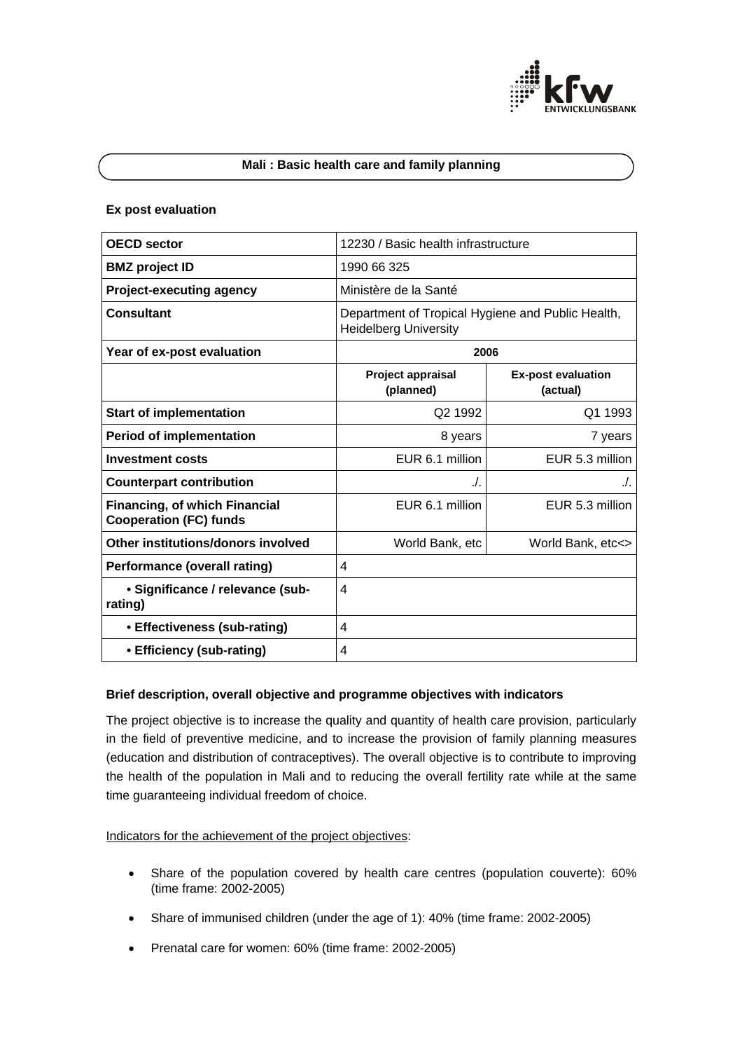# Mali : Basic health care and family planning

## Ex post evaluation

| OECD sector | 12230 / Basic health infrastructure | |
|---|---|---|
| BMZ project ID | 1990 66 325 | |
| Project-executing agency | Ministère de la Santé | |
| Consultant | Department of Tropical Hygiene and Public Health, Heidelberg University | |
| Year of ex-post evaluation | 2006 | |
| | **Project appraisal (planned)** | **Ex-post evaluation (actual)** |
| **Start of implementation** | Q2 1992 | Q1 1993 |
| **Period of implementation** | 8 years | 7 years |
| **Investment costs** | EUR 6.1 million | EUR 5.3 million |
| **Counterpart contribution** | ./. | ./. |
| **Financing, of which Financial Cooperation (FC) funds** | EUR 6.1 million | EUR 5.3 million |
| **Other institutions/donors involved** | World Bank, etc | World Bank, etc<> |
| **Performance (overall rating)** | 4 | |
| **• Significance / relevance (sub-rating)** | 4 | |
| **• Effectiveness (sub-rating)** | 4 | |
| **• Efficiency (sub-rating)** | 4 | |

### Brief description, overall objective and programme objectives with indicators

The project objective is to increase the quality and quantity of health care provision, particularly in the field of preventive medicine, and to increase the provision of family planning measures (education and distribution of contraceptives). The overall objective is to contribute to improving the health of the population in Mali and to reducing the overall fertility rate while at the same time guaranteeing individual freedom of choice.

Indicators for the achievement of the project objectives:

- Share of the population covered by health care centres (population couverte): 60% (time frame: 2002-2005)
- Share of immunised children (under the age of 1): 40% (time frame: 2002-2005)
- Prenatal care for women: 60% (time frame: 2002-2005)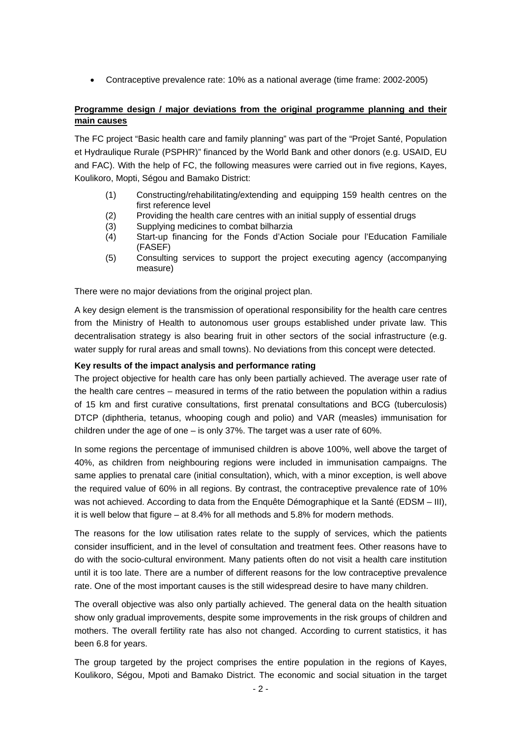- Contraceptive prevalence rate: 10% as a national average (time frame: 2002-2005)

**Programme design / major deviations from the original programme planning and their main causes**

The FC project "Basic health care and family planning" was part of the "Projet Santé, Population et Hydraulique Rurale (PSPHR)" financed by the World Bank and other donors (e.g. USAID, EU and FAC). With the help of FC, the following measures were carried out in five regions, Kayes, Koulikoro, Mopti, Ségou and Bamako District:

(1) Constructing/rehabilitating/extending and equipping 159 health centres on the first reference level
(2) Providing the health care centres with an initial supply of essential drugs
(3) Supplying medicines to combat bilharzia
(4) Start-up financing for the Fonds d'Action Sociale pour l'Education Familiale (FASEF)
(5) Consulting services to support the project executing agency (accompanying measure)

There were no major deviations from the original project plan.

A key design element is the transmission of operational responsibility for the health care centres from the Ministry of Health to autonomous user groups established under private law. This decentralisation strategy is also bearing fruit in other sectors of the social infrastructure (e.g. water supply for rural areas and small towns). No deviations from this concept were detected.

**Key results of the impact analysis and performance rating**

The project objective for health care has only been partially achieved. The average user rate of the health care centres – measured in terms of the ratio between the population within a radius of 15 km and first curative consultations, first prenatal consultations and BCG (tuberculosis) DTCP (diphtheria, tetanus, whooping cough and polio) and VAR (measles) immunisation for children under the age of one – is only 37%. The target was a user rate of 60%.

In some regions the percentage of immunised children is above 100%, well above the target of 40%, as children from neighbouring regions were included in immunisation campaigns. The same applies to prenatal care (initial consultation), which, with a minor exception, is well above the required value of 60% in all regions. By contrast, the contraceptive prevalence rate of 10% was not achieved. According to data from the Enquête Démographique et la Santé (EDSM – III), it is well below that figure – at 8.4% for all methods and 5.8% for modern methods.

The reasons for the low utilisation rates relate to the supply of services, which the patients consider insufficient, and in the level of consultation and treatment fees. Other reasons have to do with the socio-cultural environment. Many patients often do not visit a health care institution until it is too late. There are a number of different reasons for the low contraceptive prevalence rate. One of the most important causes is the still widespread desire to have many children.

The overall objective was also only partially achieved. The general data on the health situation show only gradual improvements, despite some improvements in the risk groups of children and mothers. The overall fertility rate has also not changed. According to current statistics, it has been 6.8 for years.

The group targeted by the project comprises the entire population in the regions of Kayes, Koulikoro, Ségou, Mpoti and Bamako District. The economic and social situation in the target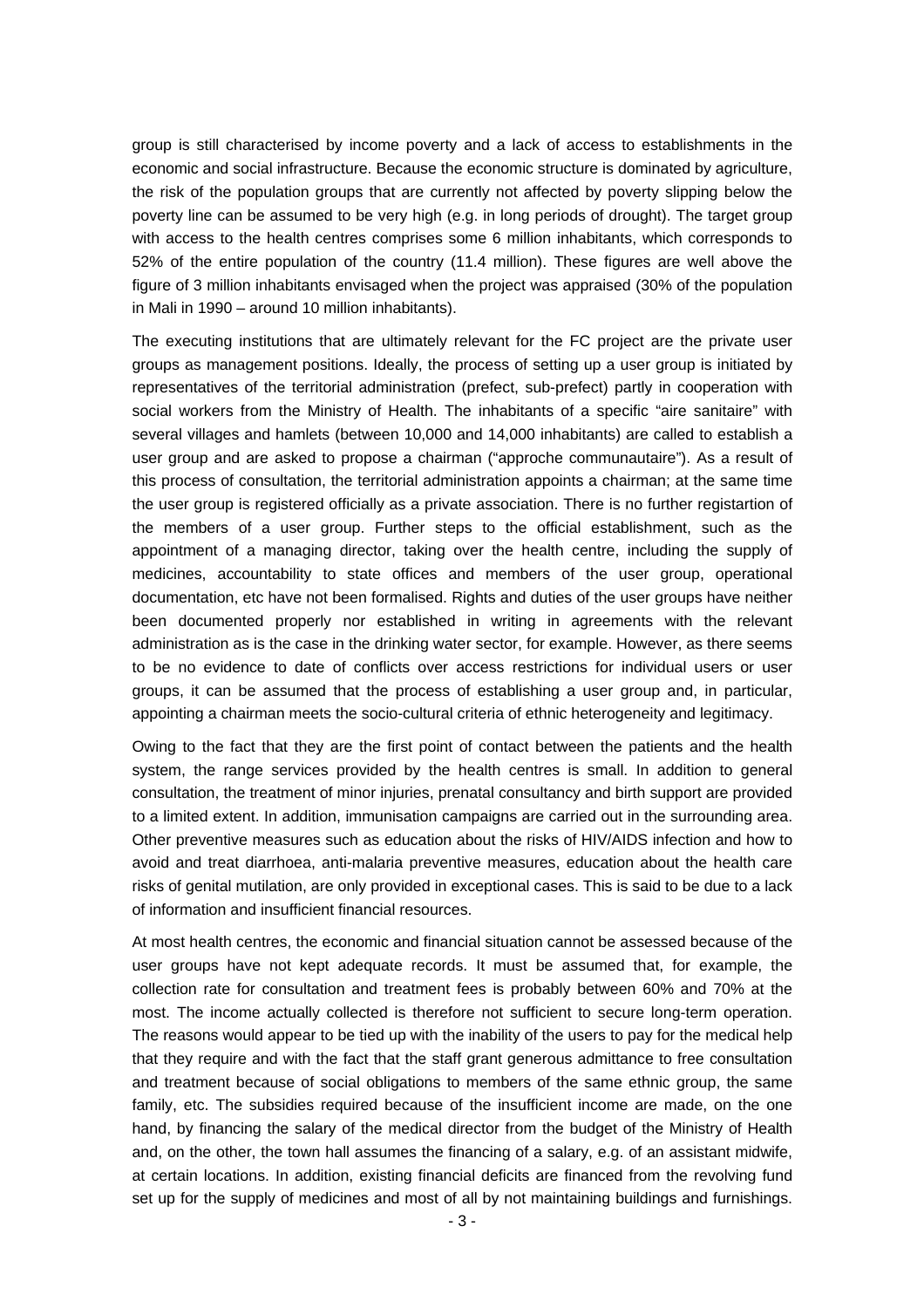group is still characterised by income poverty and a lack of access to establishments in the economic and social infrastructure. Because the economic structure is dominated by agriculture, the risk of the population groups that are currently not affected by poverty slipping below the poverty line can be assumed to be very high (e.g. in long periods of drought). The target group with access to the health centres comprises some 6 million inhabitants, which corresponds to 52% of the entire population of the country (11.4 million). These figures are well above the figure of 3 million inhabitants envisaged when the project was appraised (30% of the population in Mali in 1990 – around 10 million inhabitants).

The executing institutions that are ultimately relevant for the FC project are the private user groups as management positions. Ideally, the process of setting up a user group is initiated by representatives of the territorial administration (prefect, sub-prefect) partly in cooperation with social workers from the Ministry of Health. The inhabitants of a specific "aire sanitaire" with several villages and hamlets (between 10,000 and 14,000 inhabitants) are called to establish a user group and are asked to propose a chairman ("approche communautaire"). As a result of this process of consultation, the territorial administration appoints a chairman; at the same time the user group is registered officially as a private association. There is no further registartion of the members of a user group. Further steps to the official establishment, such as the appointment of a managing director, taking over the health centre, including the supply of medicines, accountability to state offices and members of the user group, operational documentation, etc have not been formalised. Rights and duties of the user groups have neither been documented properly nor established in writing in agreements with the relevant administration as is the case in the drinking water sector, for example. However, as there seems to be no evidence to date of conflicts over access restrictions for individual users or user groups, it can be assumed that the process of establishing a user group and, in particular, appointing a chairman meets the socio-cultural criteria of ethnic heterogeneity and legitimacy.

Owing to the fact that they are the first point of contact between the patients and the health system, the range services provided by the health centres is small. In addition to general consultation, the treatment of minor injuries, prenatal consultancy and birth support are provided to a limited extent. In addition, immunisation campaigns are carried out in the surrounding area. Other preventive measures such as education about the risks of HIV/AIDS infection and how to avoid and treat diarrhoea, anti-malaria preventive measures, education about the health care risks of genital mutilation, are only provided in exceptional cases. This is said to be due to a lack of information and insufficient financial resources.

At most health centres, the economic and financial situation cannot be assessed because of the user groups have not kept adequate records. It must be assumed that, for example, the collection rate for consultation and treatment fees is probably between 60% and 70% at the most. The income actually collected is therefore not sufficient to secure long-term operation. The reasons would appear to be tied up with the inability of the users to pay for the medical help that they require and with the fact that the staff grant generous admittance to free consultation and treatment because of social obligations to members of the same ethnic group, the same family, etc. The subsidies required because of the insufficient income are made, on the one hand, by financing the salary of the medical director from the budget of the Ministry of Health and, on the other, the town hall assumes the financing of a salary, e.g. of an assistant midwife, at certain locations. In addition, existing financial deficits are financed from the revolving fund set up for the supply of medicines and most of all by not maintaining buildings and furnishings.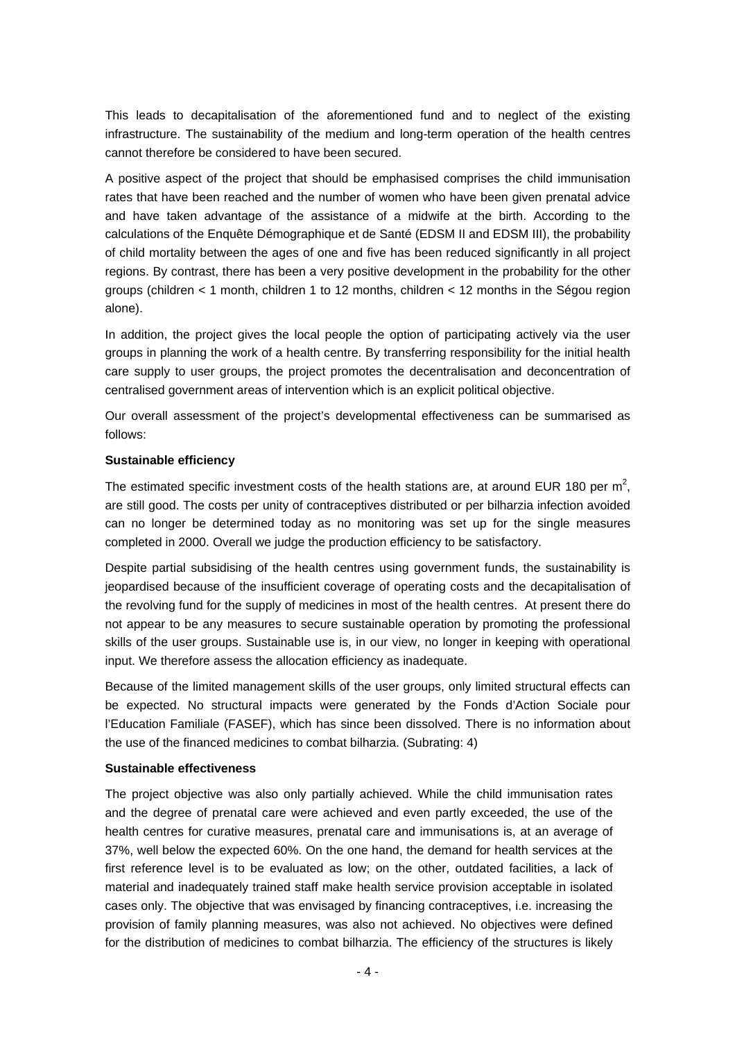This leads to decapitalisation of the aforementioned fund and to neglect of the existing infrastructure. The sustainability of the medium and long-term operation of the health centres cannot therefore be considered to have been secured.

A positive aspect of the project that should be emphasised comprises the child immunisation rates that have been reached and the number of women who have been given prenatal advice and have taken advantage of the assistance of a midwife at the birth. According to the calculations of the Enquête Démographique et de Santé (EDSM II and EDSM III), the probability of child mortality between the ages of one and five has been reduced significantly in all project regions. By contrast, there has been a very positive development in the probability for the other groups (children < 1 month, children 1 to 12 months, children < 12 months in the Ségou region alone).

In addition, the project gives the local people the option of participating actively via the user groups in planning the work of a health centre. By transferring responsibility for the initial health care supply to user groups, the project promotes the decentralisation and deconcentration of centralised government areas of intervention which is an explicit political objective.

Our overall assessment of the project's developmental effectiveness can be summarised as follows:

**Sustainable efficiency**

The estimated specific investment costs of the health stations are, at around EUR 180 per $m^2$, are still good. The costs per unity of contraceptives distributed or per bilharzia infection avoided can no longer be determined today as no monitoring was set up for the single measures completed in 2000. Overall we judge the production efficiency to be satisfactory.

Despite partial subsidising of the health centres using government funds, the sustainability is jeopardised because of the insufficient coverage of operating costs and the decapitalisation of the revolving fund for the supply of medicines in most of the health centres. At present there do not appear to be any measures to secure sustainable operation by promoting the professional skills of the user groups. Sustainable use is, in our view, no longer in keeping with operational input. We therefore assess the allocation efficiency as inadequate.

Because of the limited management skills of the user groups, only limited structural effects can be expected. No structural impacts were generated by the Fonds d'Action Sociale pour l'Education Familiale (FASEF), which has since been dissolved. There is no information about the use of the financed medicines to combat bilharzia. (Subrating: 4)

**Sustainable effectiveness**

The project objective was also only partially achieved. While the child immunisation rates and the degree of prenatal care were achieved and even partly exceeded, the use of the health centres for curative measures, prenatal care and immunisations is, at an average of 37%, well below the expected 60%. On the one hand, the demand for health services at the first reference level is to be evaluated as low; on the other, outdated facilities, a lack of material and inadequately trained staff make health service provision acceptable in isolated cases only. The objective that was envisaged by financing contraceptives, i.e. increasing the provision of family planning measures, was also not achieved. No objectives were defined for the distribution of medicines to combat bilharzia. The efficiency of the structures is likely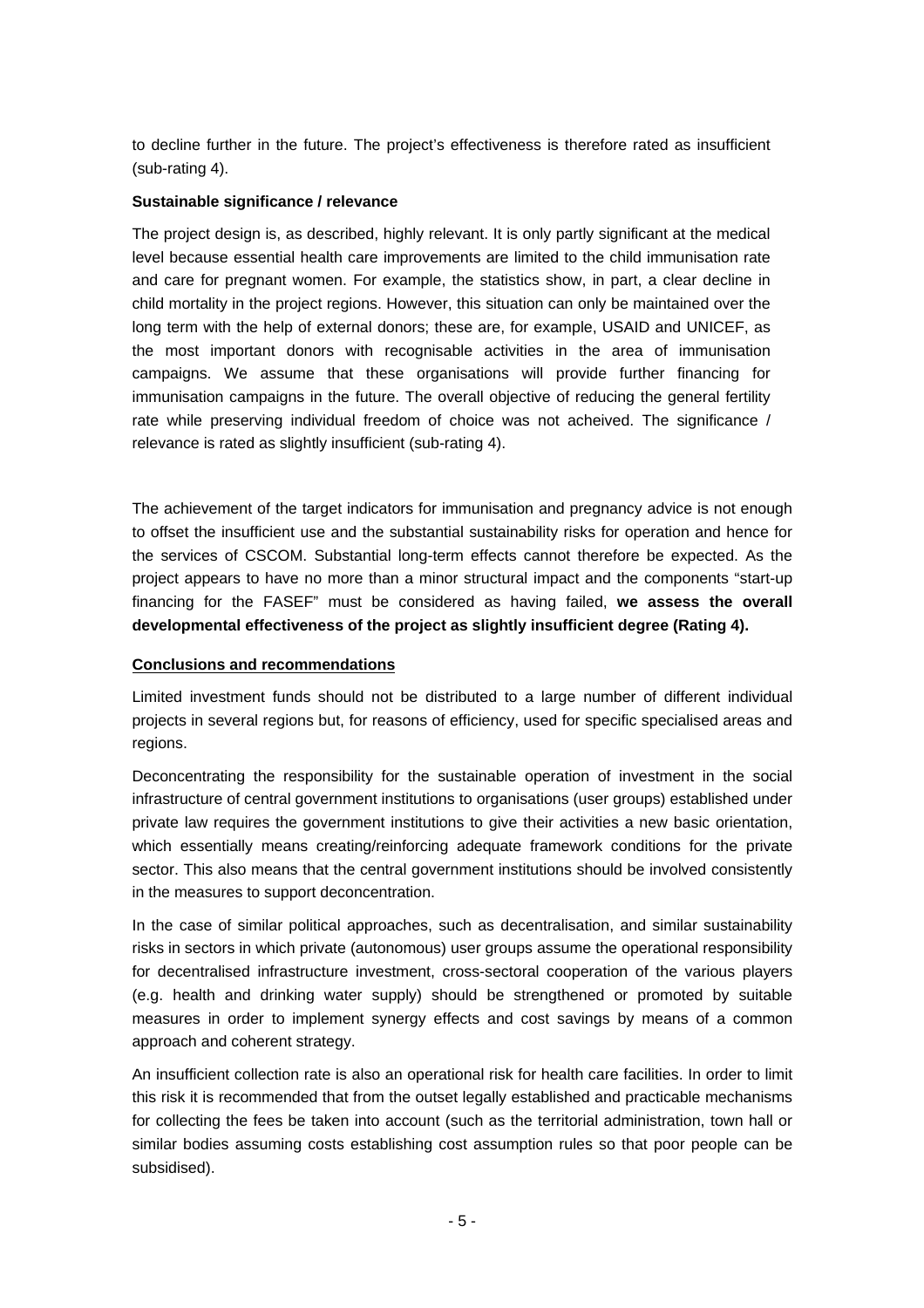to decline further in the future. The project's effectiveness is therefore rated as insufficient (sub-rating 4).

**Sustainable significance / relevance**

The project design is, as described, highly relevant. It is only partly significant at the medical level because essential health care improvements are limited to the child immunisation rate and care for pregnant women. For example, the statistics show, in part, a clear decline in child mortality in the project regions. However, this situation can only be maintained over the long term with the help of external donors; these are, for example, USAID and UNICEF, as the most important donors with recognisable activities in the area of immunisation campaigns. We assume that these organisations will provide further financing for immunisation campaigns in the future. The overall objective of reducing the general fertility rate while preserving individual freedom of choice was not acheived. The significance / relevance is rated as slightly insufficient (sub-rating 4).

The achievement of the target indicators for immunisation and pregnancy advice is not enough to offset the insufficient use and the substantial sustainability risks for operation and hence for the services of CSCOM. Substantial long-term effects cannot therefore be expected. As the project appears to have no more than a minor structural impact and the components "start-up financing for the FASEF" must be considered as having failed, **we assess the overall developmental effectiveness of the project as slightly insufficient degree (Rating 4).**

**Conclusions and recommendations**

Limited investment funds should not be distributed to a large number of different individual projects in several regions but, for reasons of efficiency, used for specific specialised areas and regions.

Deconcentrating the responsibility for the sustainable operation of investment in the social infrastructure of central government institutions to organisations (user groups) established under private law requires the government institutions to give their activities a new basic orientation, which essentially means creating/reinforcing adequate framework conditions for the private sector. This also means that the central government institutions should be involved consistently in the measures to support deconcentration.

In the case of similar political approaches, such as decentralisation, and similar sustainability risks in sectors in which private (autonomous) user groups assume the operational responsibility for decentralised infrastructure investment, cross-sectoral cooperation of the various players (e.g. health and drinking water supply) should be strengthened or promoted by suitable measures in order to implement synergy effects and cost savings by means of a common approach and coherent strategy.

An insufficient collection rate is also an operational risk for health care facilities. In order to limit this risk it is recommended that from the outset legally established and practicable mechanisms for collecting the fees be taken into account (such as the territorial administration, town hall or similar bodies assuming costs establishing cost assumption rules so that poor people can be subsidised).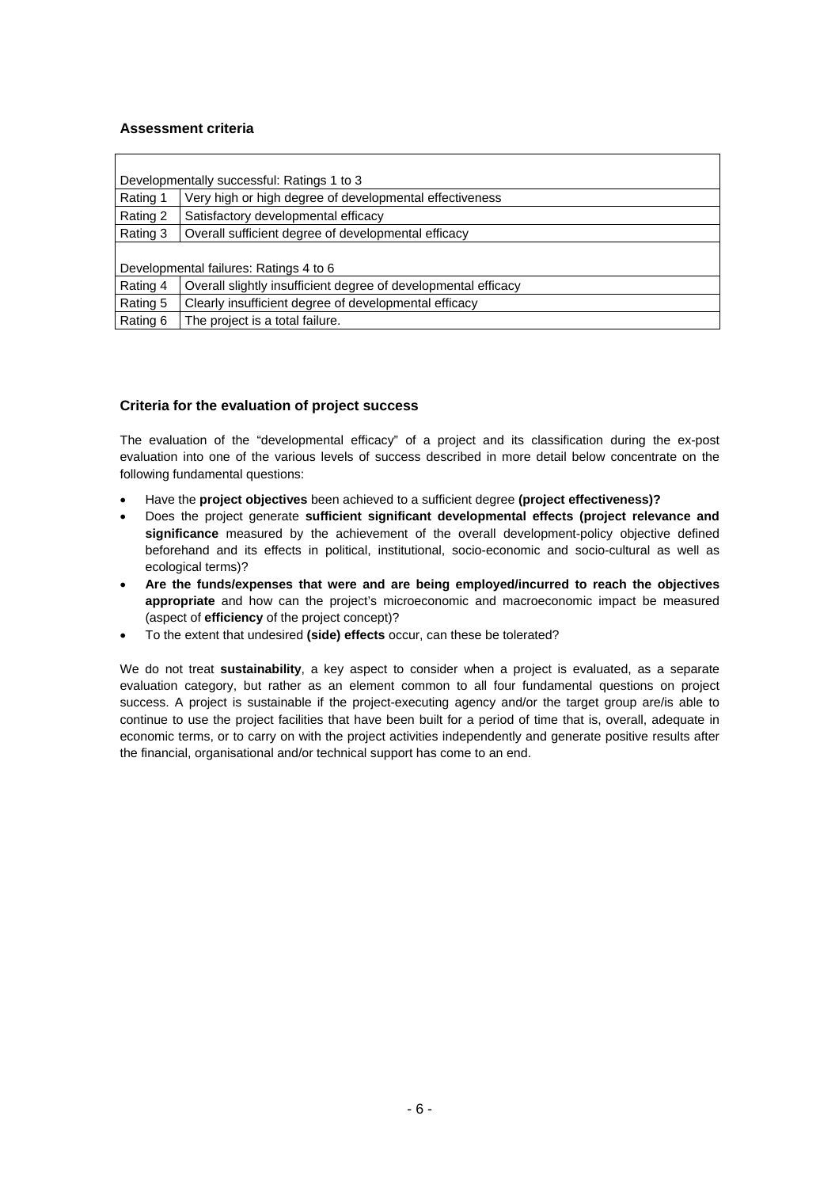### Assessment criteria

| | |
|---|---|
| Developmentally successful: Ratings 1 to 3 | |
| Rating 1 | Very high or high degree of developmental effectiveness |
| Rating 2 | Satisfactory developmental efficacy |
| Rating 3 | Overall sufficient degree of developmental efficacy |
| Developmental failures: Ratings 4 to 6 | |
| Rating 4 | Overall slightly insufficient degree of developmental efficacy |
| Rating 5 | Clearly insufficient degree of developmental efficacy |
| Rating 6 | The project is a total failure. |

### Criteria for the evaluation of project success

The evaluation of the "developmental efficacy" of a project and its classification during the ex-post evaluation into one of the various levels of success described in more detail below concentrate on the following fundamental questions:

- Have the **project objectives** been achieved to a sufficient degree **(project effectiveness)?**
- Does the project generate **sufficient significant developmental effects (project relevance and significance** measured by the achievement of the overall development-policy objective defined beforehand and its effects in political, institutional, socio-economic and socio-cultural as well as ecological terms)?
- **Are the funds/expenses that were and are being employed/incurred to reach the objectives appropriate** and how can the project's microeconomic and macroeconomic impact be measured (aspect of **efficiency** of the project concept)?
- To the extent that undesired **(side) effects** occur, can these be tolerated?

We do not treat **sustainability**, a key aspect to consider when a project is evaluated, as a separate evaluation category, but rather as an element common to all four fundamental questions on project success. A project is sustainable if the project-executing agency and/or the target group are/is able to continue to use the project facilities that have been built for a period of time that is, overall, adequate in economic terms, or to carry on with the project activities independently and generate positive results after the financial, organisational and/or technical support has come to an end.